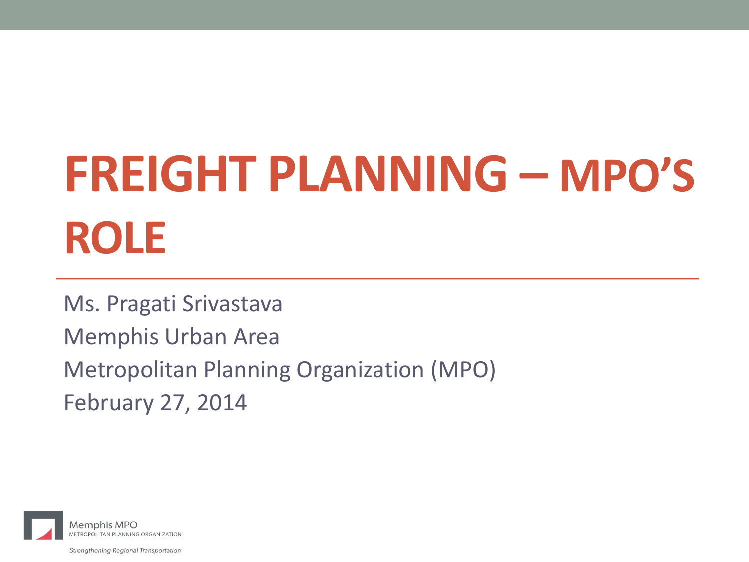# FREIGHT PLANNING – MPO'S ROLE

Ms. Pragati Srivastava

Memphis Urban Area

Metropolitan Planning Organization (MPO)

February 27, 2014

Memphis MPO
METROPOLITAN PLANNING ORGANIZATION

*Strengthening Regional Transportation*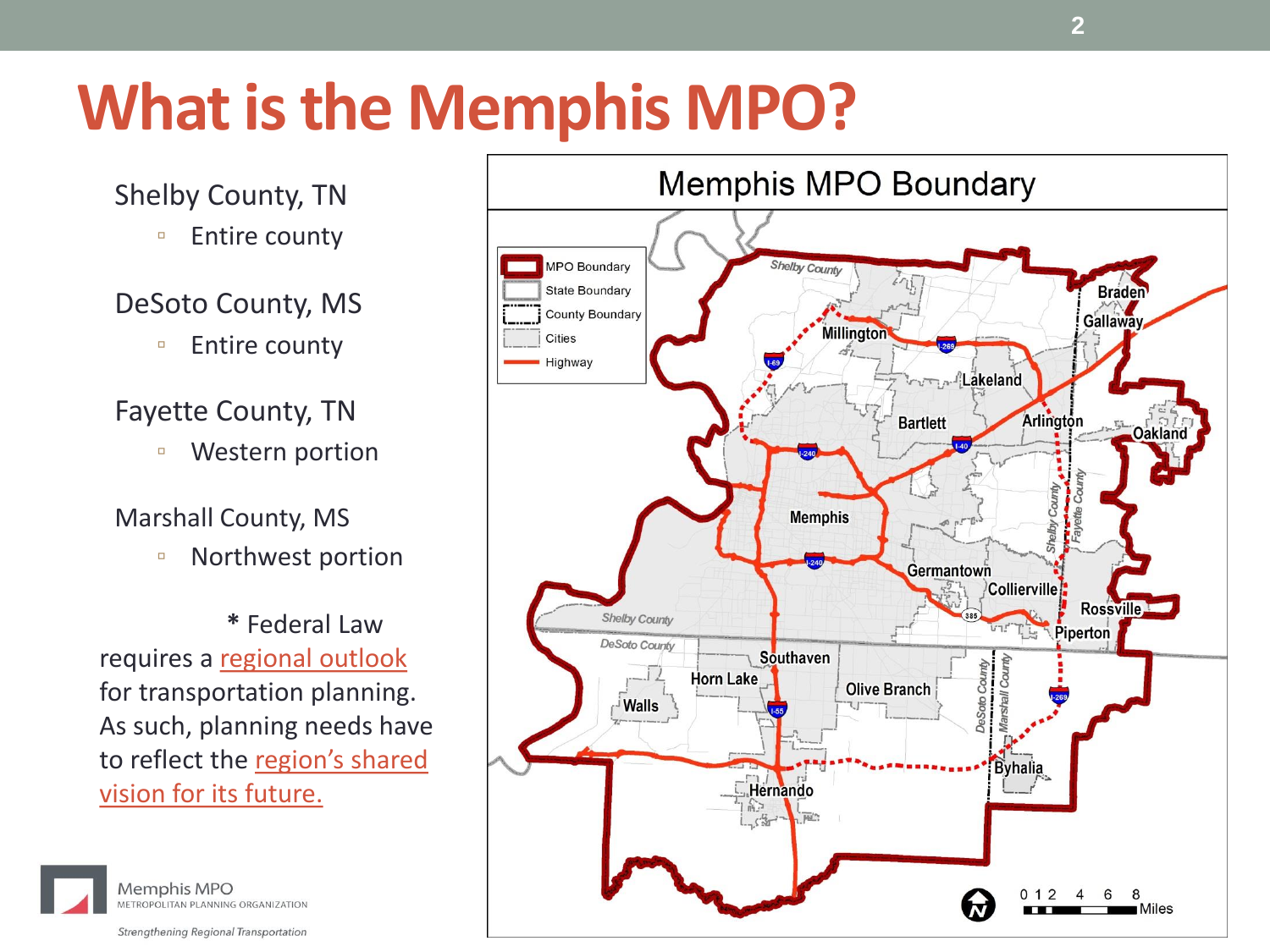# What is the Memphis MPO?

Shelby County, TN

- Entire county

DeSoto County, MS

- Entire county

Fayette County, TN

- Western portion

Marshall County, MS

- Northwest portion

\* Federal Law requires a regional outlook for transportation planning. As such, planning needs have to reflect the region's shared vision for its future.

Memphis MPO Boundary

Memphis MPO
METROPOLITAN PLANNING ORGANIZATION
*Strengthening Regional Transportation*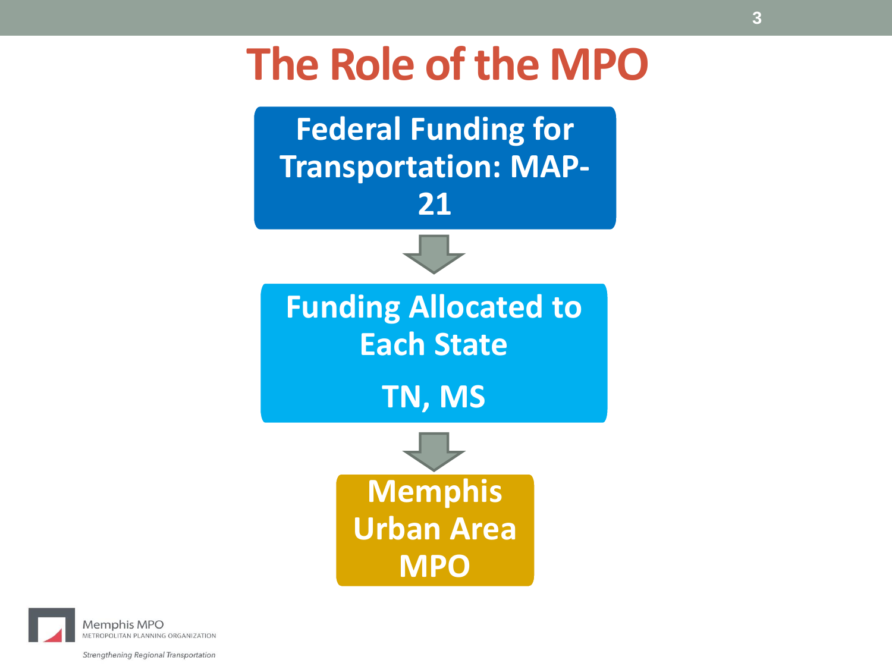# The Role of the MPO

**Federal Funding for Transportation: MAP-21**

↓

**Funding Allocated to Each State**

**TN, MS**

↓

**Memphis Urban Area MPO**

Memphis MPO
METROPOLITAN PLANNING ORGANIZATION

*Strengthening Regional Transportation*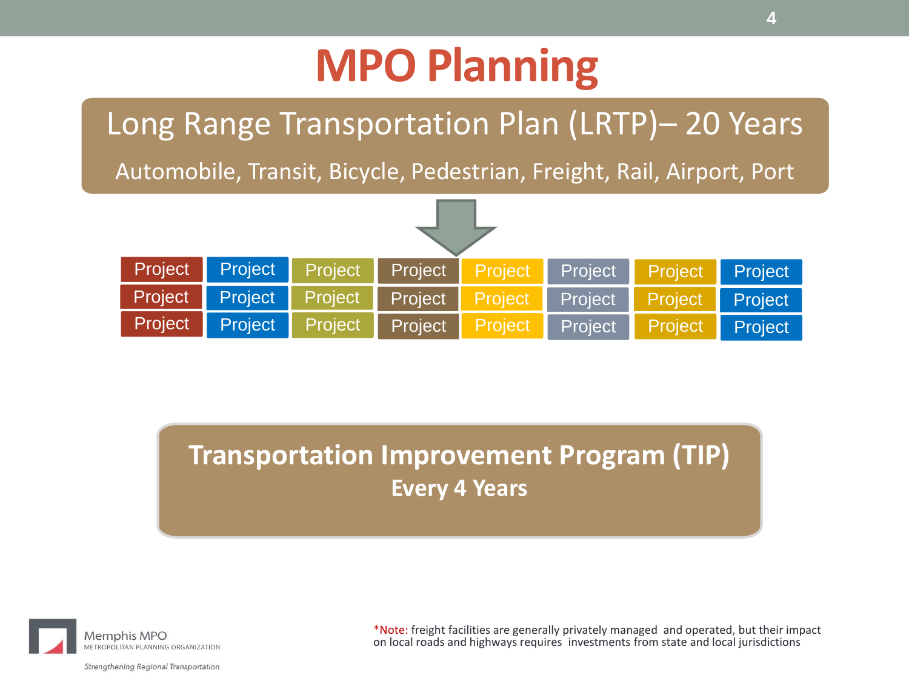# MPO Planning

## Long Range Transportation Plan (LRTP)– 20 Years

Automobile, Transit, Bicycle, Pedestrian, Freight, Rail, Airport, Port

| Project | Project | Project | Project | Project | Project | Project | Project |
|---|---|---|---|---|---|---|---|
| Project | Project | Project | Project | Project | Project | Project | Project |
| Project | Project | Project | Project | Project | Project | Project | Project |

## Transportation Improvement Program (TIP)

**Every 4 Years**

*Note: freight facilities are generally privately managed and operated, but their impact on local roads and highways requires investments from state and local jurisdictions

Memphis MPO
METROPOLITAN PLANNING ORGANIZATION

*Strengthening Regional Transportation*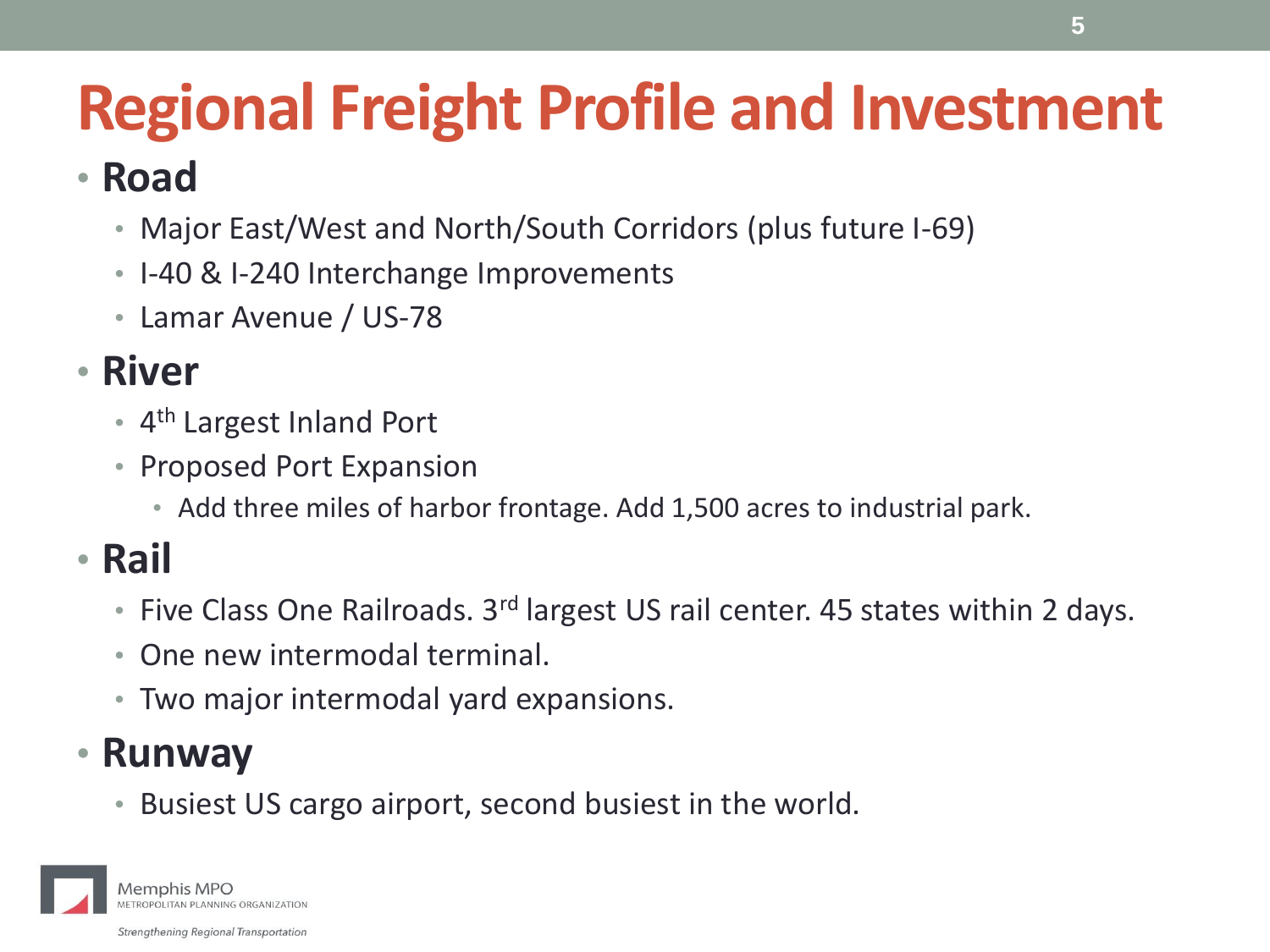# Regional Freight Profile and Investment

- **Road**
  - Major East/West and North/South Corridors (plus future I-69)
  - I-40 & I-240 Interchange Improvements
  - Lamar Avenue / US-78
- **River**
  - 4th Largest Inland Port
  - Proposed Port Expansion
    - Add three miles of harbor frontage. Add 1,500 acres to industrial park.
- **Rail**
  - Five Class One Railroads. 3rd largest US rail center. 45 states within 2 days.
  - One new intermodal terminal.
  - Two major intermodal yard expansions.
- **Runway**
  - Busiest US cargo airport, second busiest in the world.

Memphis MPO
METROPOLITAN PLANNING ORGANIZATION
*Strengthening Regional Transportation*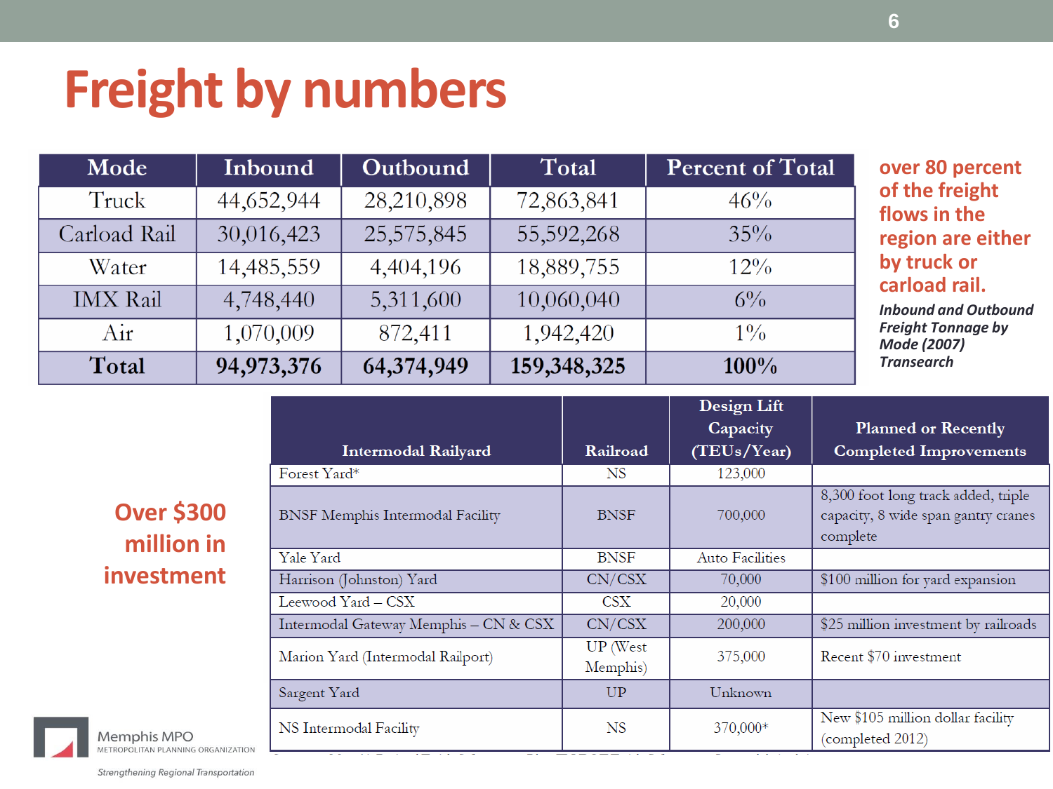# Freight by numbers

| Mode | Inbound | Outbound | Total | Percent of Total |
|---|---|---|---|---|
| Truck | 44,652,944 | 28,210,898 | 72,863,841 | 46% |
| Carload Rail | 30,016,423 | 25,575,845 | 55,592,268 | 35% |
| Water | 14,485,559 | 4,404,196 | 18,889,755 | 12% |
| IMX Rail | 4,748,440 | 5,311,600 | 10,060,040 | 6% |
| Air | 1,070,009 | 872,411 | 1,942,420 | 1% |
| **Total** | **94,973,376** | **64,374,949** | **159,348,325** | **100%** |

**over 80 percent of the freight flows in the region are either by truck or carload rail.**

***Inbound and Outbound Freight Tonnage by Mode (2007) Transearch***

**Over $300 million in investment**

| Intermodal Railyard | Railroad | Design Lift Capacity (TEUs/Year) | Planned or Recently Completed Improvements |
|---|---|---|---|
| Forest Yard* | NS | 123,000 | |
| BNSF Memphis Intermodal Facility | BNSF | 700,000 | 8,300 foot long track added, triple capacity, 8 wide span gantry cranes complete |
| Yale Yard | BNSF | Auto Facilities | |
| Harrison (Johnston) Yard | CN/CSX | 70,000 | $100 million for yard expansion |
| Leewood Yard – CSX | CSX | 20,000 | |
| Intermodal Gateway Memphis – CN & CSX | CN/CSX | 200,000 | $25 million investment by railroads |
| Marion Yard (Intermodal Railport) | UP (West Memphis) | 375,000 | Recent $70 investment |
| Sargent Yard | UP | Unknown | |
| NS Intermodal Facility | NS | 370,000* | New $105 million dollar facility (completed 2012) |

Memphis MPO
METROPOLITAN PLANNING ORGANIZATION
*Strengthening Regional Transportation*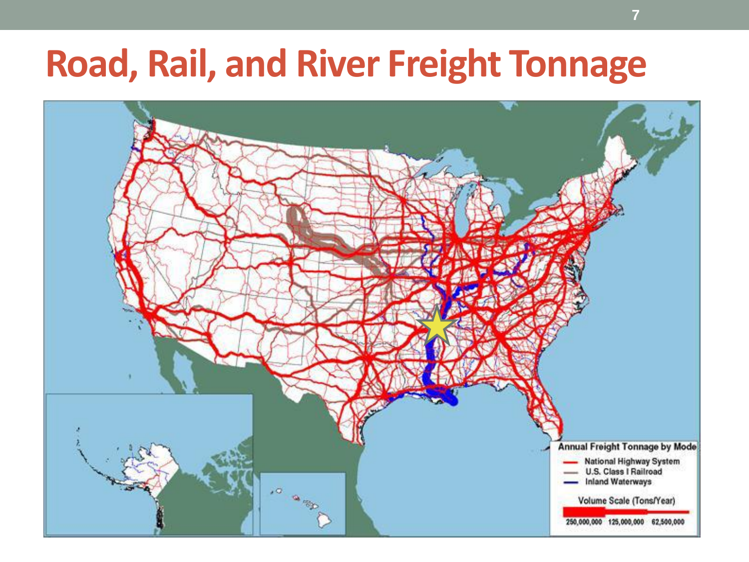# Road, Rail, and River Freight Tonnage

**Annual Freight Tonnage by Mode**

- National Highway System
- U.S. Class I Railroad
- Inland Waterways

Volume Scale (Tons/Year)

250,000,000 125,000,000 62,500,000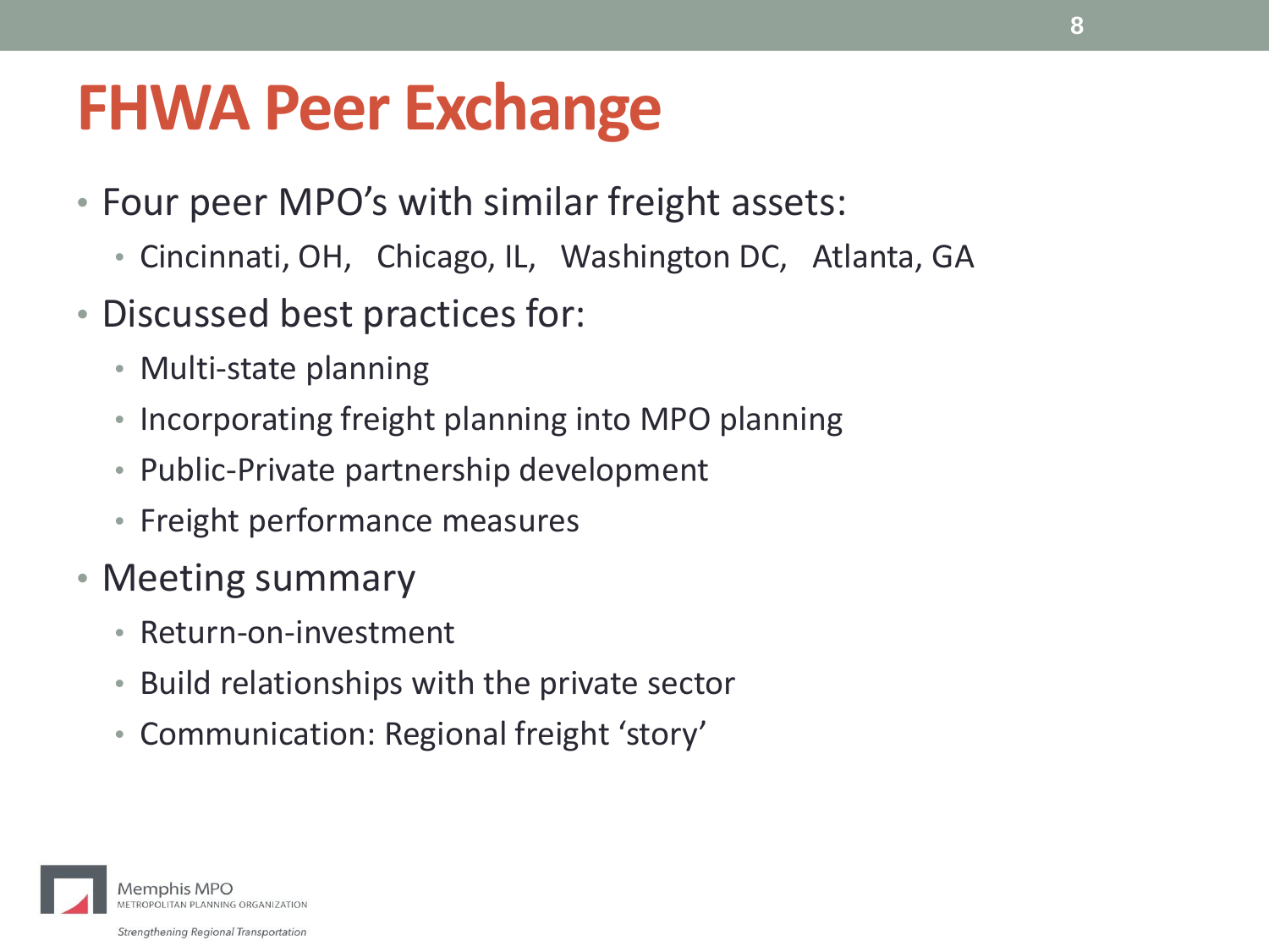# FHWA Peer Exchange

- Four peer MPO's with similar freight assets:
  - Cincinnati, OH,   Chicago, IL,   Washington DC,   Atlanta, GA
- Discussed best practices for:
  - Multi-state planning
  - Incorporating freight planning into MPO planning
  - Public-Private partnership development
  - Freight performance measures
- Meeting summary
  - Return-on-investment
  - Build relationships with the private sector
  - Communication: Regional freight 'story'

Memphis MPO
METROPOLITAN PLANNING ORGANIZATION

*Strengthening Regional Transportation*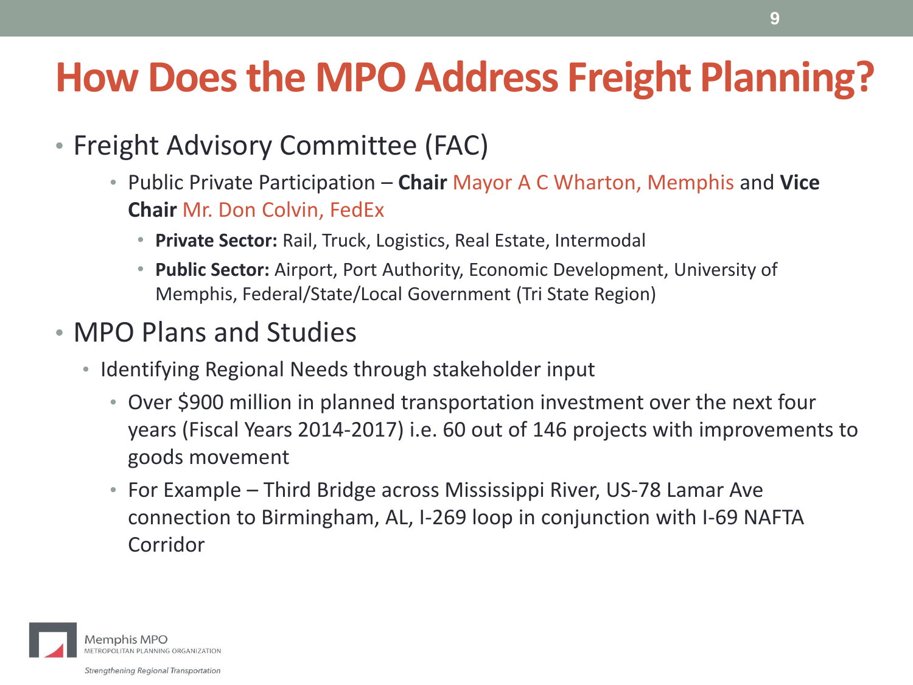# How Does the MPO Address Freight Planning?

- Freight Advisory Committee (FAC)
  - Public Private Participation – **Chair** Mayor A C Wharton, Memphis and **Vice Chair** Mr. Don Colvin, FedEx
    - **Private Sector:** Rail, Truck, Logistics, Real Estate, Intermodal
    - **Public Sector:** Airport, Port Authority, Economic Development, University of Memphis, Federal/State/Local Government (Tri State Region)
- MPO Plans and Studies
  - Identifying Regional Needs through stakeholder input
    - Over $900 million in planned transportation investment over the next four years (Fiscal Years 2014-2017) i.e. 60 out of 146 projects with improvements to goods movement
    - For Example – Third Bridge across Mississippi River, US-78 Lamar Ave connection to Birmingham, AL, I-269 loop in conjunction with I-69 NAFTA Corridor

Memphis MPO
METROPOLITAN PLANNING ORGANIZATION

*Strengthening Regional Transportation*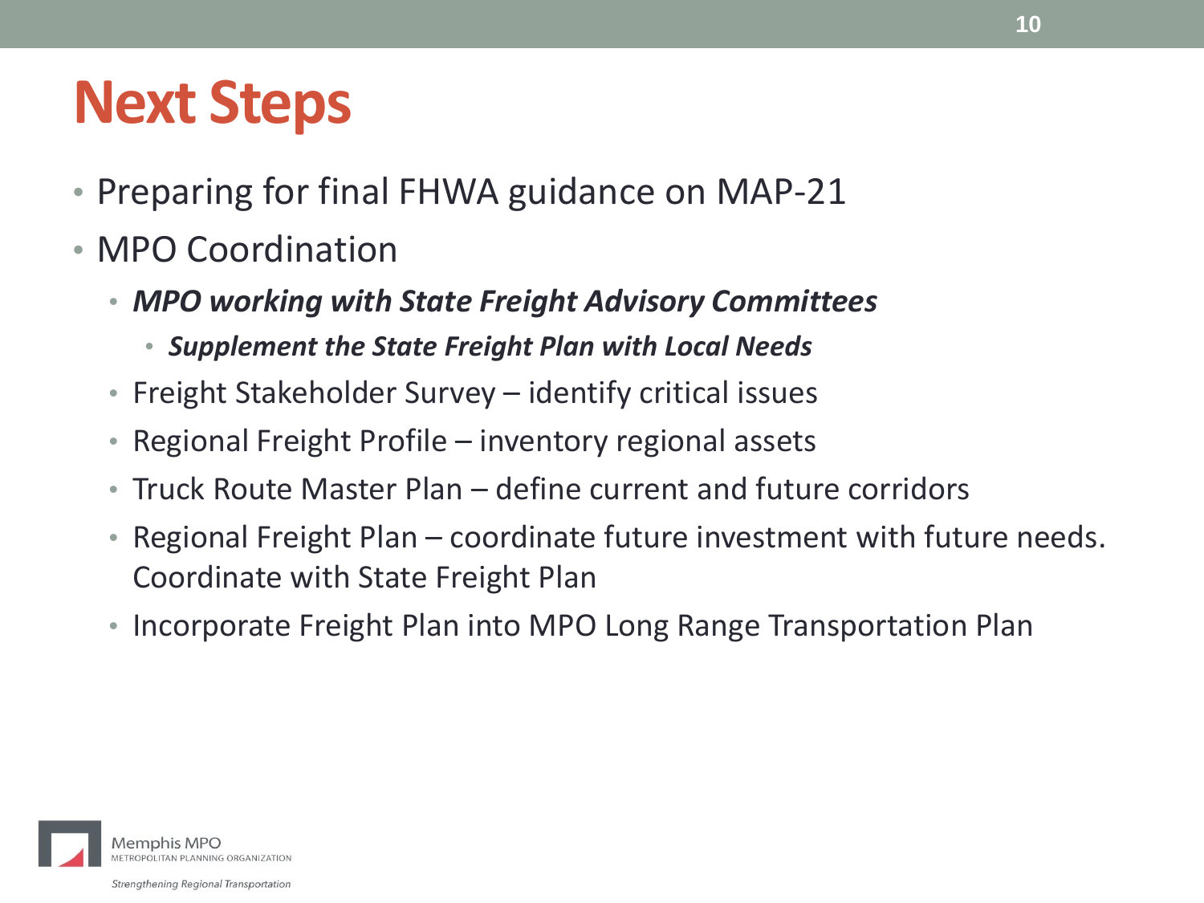# Next Steps

- Preparing for final FHWA guidance on MAP-21
- MPO Coordination
  - ***MPO working with State Freight Advisory Committees***
    - ***Supplement the State Freight Plan with Local Needs***
  - Freight Stakeholder Survey – identify critical issues
  - Regional Freight Profile – inventory regional assets
  - Truck Route Master Plan – define current and future corridors
  - Regional Freight Plan – coordinate future investment with future needs. Coordinate with State Freight Plan
  - Incorporate Freight Plan into MPO Long Range Transportation Plan

Memphis MPO
METROPOLITAN PLANNING ORGANIZATION

*Strengthening Regional Transportation*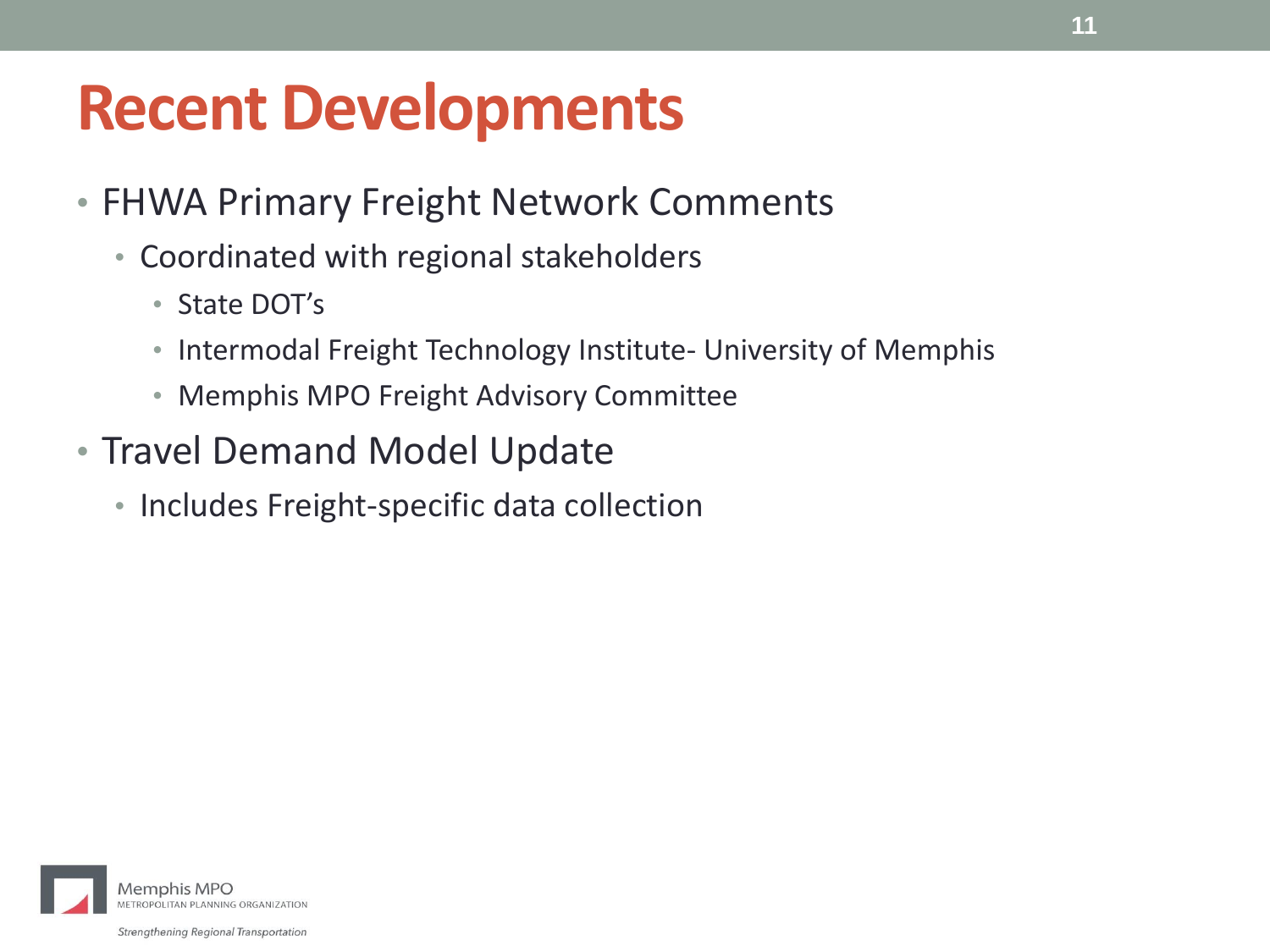# Recent Developments

- FHWA Primary Freight Network Comments
  - Coordinated with regional stakeholders
    - State DOT's
    - Intermodal Freight Technology Institute- University of Memphis
    - Memphis MPO Freight Advisory Committee
- Travel Demand Model Update
  - Includes Freight-specific data collection

Memphis MPO
METROPOLITAN PLANNING ORGANIZATION

*Strengthening Regional Transportation*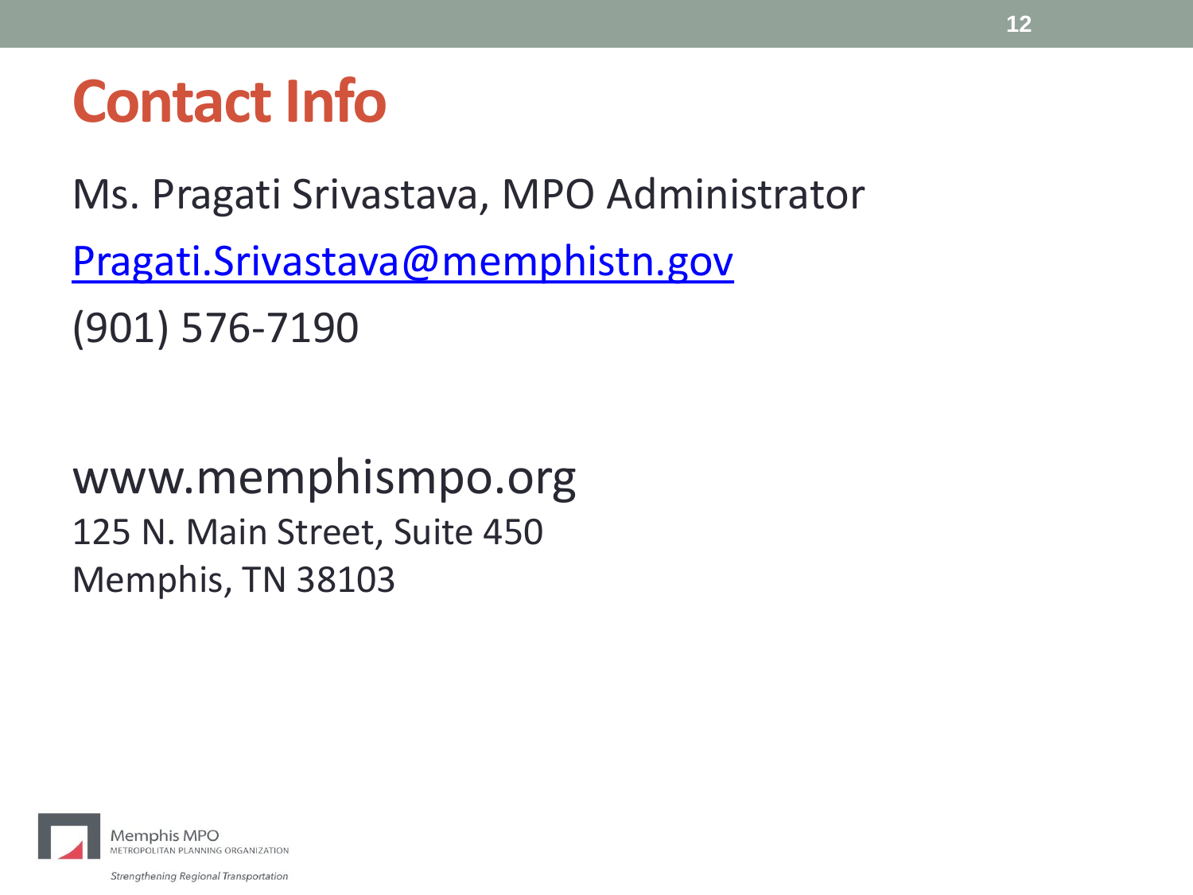# Contact Info

Ms. Pragati Srivastava, MPO Administrator

Pragati.Srivastava@memphistn.gov

(901) 576-7190

www.memphismpo.org

125 N. Main Street, Suite 450

Memphis, TN 38103

Memphis MPO
METROPOLITAN PLANNING ORGANIZATION

*Strengthening Regional Transportation*